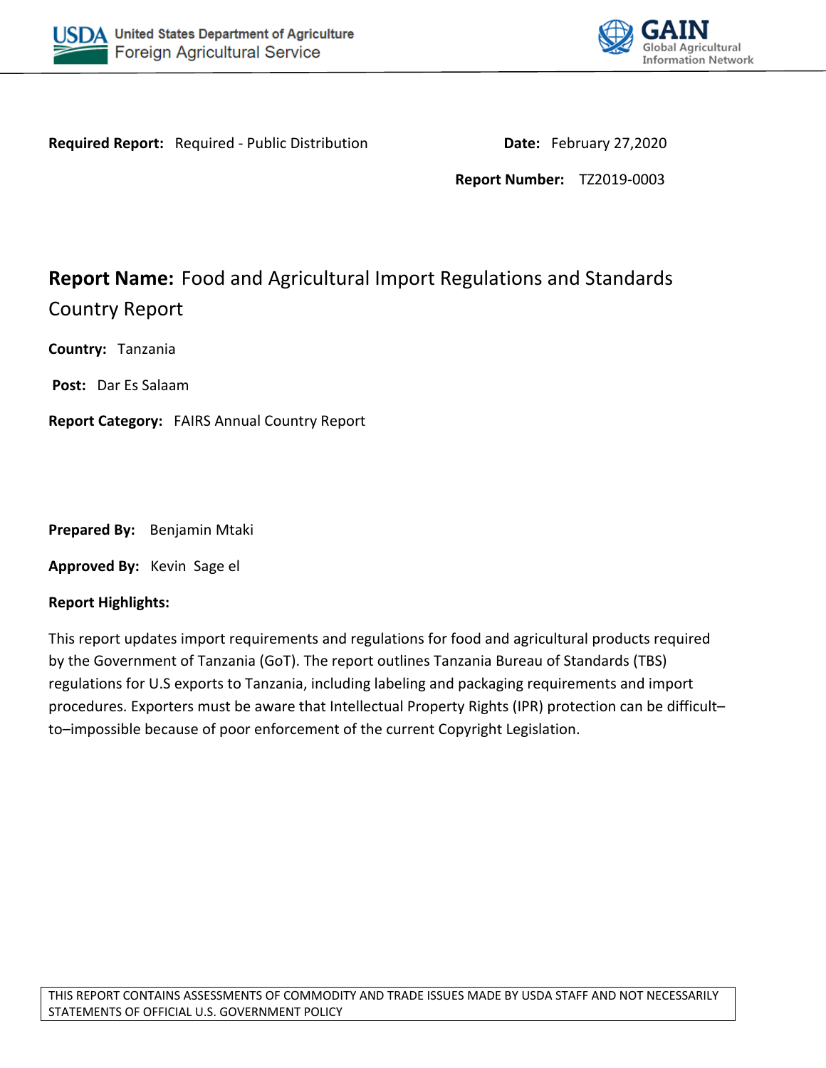United States Department of Agriculture
Foreign Agricultural Service

GAIN
Global Agricultural Information Network

**Required Report:** Required - Public Distribution

**Date:** February 27,2020

**Report Number:** TZ2019-0003

# **Report Name:** Food and Agricultural Import Regulations and Standards Country Report

**Country:** Tanzania

**Post:** Dar Es Salaam

**Report Category:** FAIRS Annual Country Report

**Prepared By:** Benjamin Mtaki

**Approved By:** Kevin Sage el

**Report Highlights:**

This report updates import requirements and regulations for food and agricultural products required by the Government of Tanzania (GoT). The report outlines Tanzania Bureau of Standards (TBS) regulations for U.S exports to Tanzania, including labeling and packaging requirements and import procedures. Exporters must be aware that Intellectual Property Rights (IPR) protection can be difficult–to–impossible because of poor enforcement of the current Copyright Legislation.

THIS REPORT CONTAINS ASSESSMENTS OF COMMODITY AND TRADE ISSUES MADE BY USDA STAFF AND NOT NECESSARILY STATEMENTS OF OFFICIAL U.S. GOVERNMENT POLICY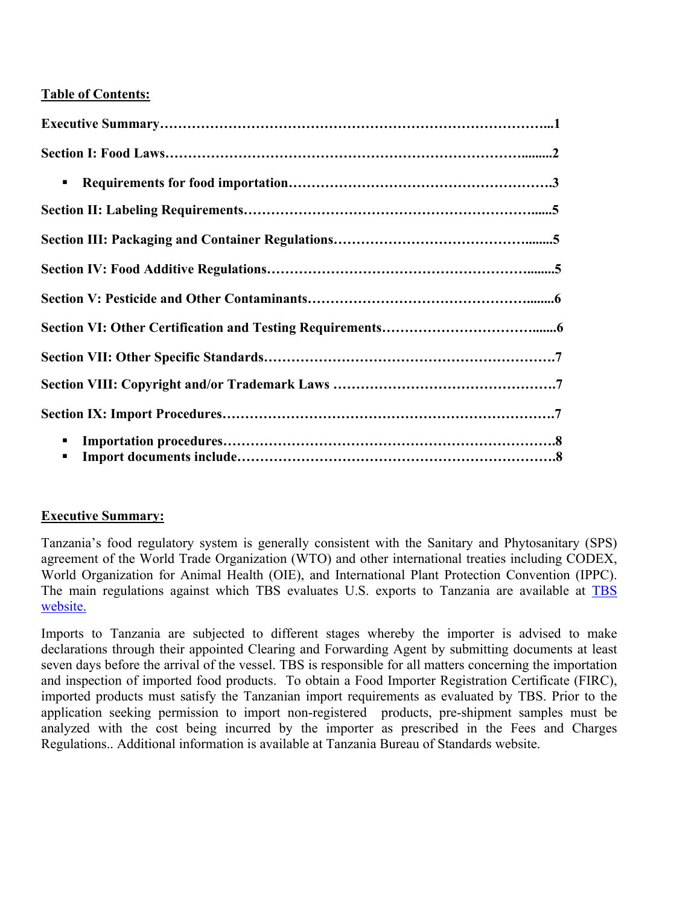**Table of Contents:**

**Executive Summary……………………………………………………………………...1**

**Section I: Food Laws………………………………………………………………........2**

- **Requirements for food importation……………………………………………….3**

**Section II: Labeling Requirements………………………………………………….....5**

**Section III: Packaging and Container Regulations……………………………........5**

**Section IV: Food Additive Regulations………………………………………….........5**

**Section V: Pesticide and Other Contaminants…………………………………........6**

**Section VI: Other Certification and Testing Requirements……………………........6**

**Section VII: Other Specific Standards……………………………………………….7**

**Section VIII: Copyright and/or Trademark Laws ………………………………….7**

**Section IX: Import Procedures…………………………………………………….7**

- **Importation procedures………………………………………………………….8**
- **Import documents include……………………………………………………….8**

**Executive Summary:**

Tanzania's food regulatory system is generally consistent with the Sanitary and Phytosanitary (SPS) agreement of the World Trade Organization (WTO) and other international treaties including CODEX, World Organization for Animal Health (OIE), and International Plant Protection Convention (IPPC). The main regulations against which TBS evaluates U.S. exports to Tanzania are available at TBS website.

Imports to Tanzania are subjected to different stages whereby the importer is advised to make declarations through their appointed Clearing and Forwarding Agent by submitting documents at least seven days before the arrival of the vessel. TBS is responsible for all matters concerning the importation and inspection of imported food products. To obtain a Food Importer Registration Certificate (FIRC), imported products must satisfy the Tanzanian import requirements as evaluated by TBS. Prior to the application seeking permission to import non-registered products, pre-shipment samples must be analyzed with the cost being incurred by the importer as prescribed in the Fees and Charges Regulations.. Additional information is available at Tanzania Bureau of Standards website.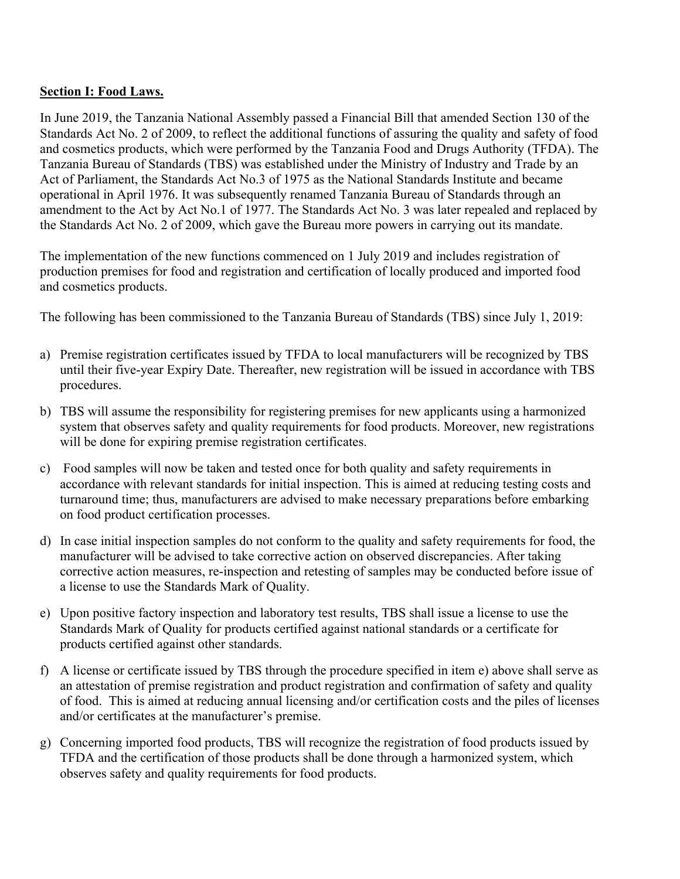**Section I: Food Laws.**

In June 2019, the Tanzania National Assembly passed a Financial Bill that amended Section 130 of the Standards Act No. 2 of 2009, to reflect the additional functions of assuring the quality and safety of food and cosmetics products, which were performed by the Tanzania Food and Drugs Authority (TFDA). The Tanzania Bureau of Standards (TBS) was established under the Ministry of Industry and Trade by an Act of Parliament, the Standards Act No.3 of 1975 as the National Standards Institute and became operational in April 1976. It was subsequently renamed Tanzania Bureau of Standards through an amendment to the Act by Act No.1 of 1977. The Standards Act No. 3 was later repealed and replaced by the Standards Act No. 2 of 2009, which gave the Bureau more powers in carrying out its mandate.

The implementation of the new functions commenced on 1 July 2019 and includes registration of production premises for food and registration and certification of locally produced and imported food and cosmetics products.

The following has been commissioned to the Tanzania Bureau of Standards (TBS) since July 1, 2019:

a) Premise registration certificates issued by TFDA to local manufacturers will be recognized by TBS until their five-year Expiry Date. Thereafter, new registration will be issued in accordance with TBS procedures.

b) TBS will assume the responsibility for registering premises for new applicants using a harmonized system that observes safety and quality requirements for food products. Moreover, new registrations will be done for expiring premise registration certificates.

c) Food samples will now be taken and tested once for both quality and safety requirements in accordance with relevant standards for initial inspection. This is aimed at reducing testing costs and turnaround time; thus, manufacturers are advised to make necessary preparations before embarking on food product certification processes.

d) In case initial inspection samples do not conform to the quality and safety requirements for food, the manufacturer will be advised to take corrective action on observed discrepancies. After taking corrective action measures, re-inspection and retesting of samples may be conducted before issue of a license to use the Standards Mark of Quality.

e) Upon positive factory inspection and laboratory test results, TBS shall issue a license to use the Standards Mark of Quality for products certified against national standards or a certificate for products certified against other standards.

f) A license or certificate issued by TBS through the procedure specified in item e) above shall serve as an attestation of premise registration and product registration and confirmation of safety and quality of food. This is aimed at reducing annual licensing and/or certification costs and the piles of licenses and/or certificates at the manufacturer's premise.

g) Concerning imported food products, TBS will recognize the registration of food products issued by TFDA and the certification of those products shall be done through a harmonized system, which observes safety and quality requirements for food products.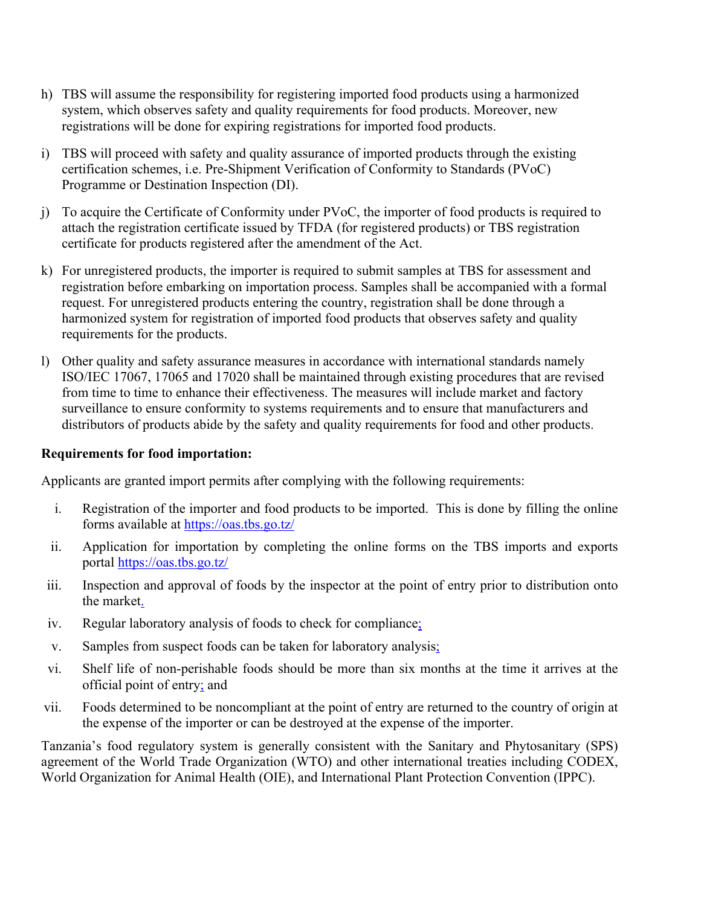h) TBS will assume the responsibility for registering imported food products using a harmonized system, which observes safety and quality requirements for food products. Moreover, new registrations will be done for expiring registrations for imported food products.

i) TBS will proceed with safety and quality assurance of imported products through the existing certification schemes, i.e. Pre-Shipment Verification of Conformity to Standards (PVoC) Programme or Destination Inspection (DI).

j) To acquire the Certificate of Conformity under PVoC, the importer of food products is required to attach the registration certificate issued by TFDA (for registered products) or TBS registration certificate for products registered after the amendment of the Act.

k) For unregistered products, the importer is required to submit samples at TBS for assessment and registration before embarking on importation process. Samples shall be accompanied with a formal request. For unregistered products entering the country, registration shall be done through a harmonized system for registration of imported food products that observes safety and quality requirements for the products.

l) Other quality and safety assurance measures in accordance with international standards namely ISO/IEC 17067, 17065 and 17020 shall be maintained through existing procedures that are revised from time to time to enhance their effectiveness. The measures will include market and factory surveillance to ensure conformity to systems requirements and to ensure that manufacturers and distributors of products abide by the safety and quality requirements for food and other products.

**Requirements for food importation:**

Applicants are granted import permits after complying with the following requirements:

i. Registration of the importer and food products to be imported. This is done by filling the online forms available at https://oas.tbs.go.tz/

ii. Application for importation by completing the online forms on the TBS imports and exports portal https://oas.tbs.go.tz/

iii. Inspection and approval of foods by the inspector at the point of entry prior to distribution onto the market.

iv. Regular laboratory analysis of foods to check for compliance;

v. Samples from suspect foods can be taken for laboratory analysis;

vi. Shelf life of non-perishable foods should be more than six months at the time it arrives at the official point of entry; and

vii. Foods determined to be noncompliant at the point of entry are returned to the country of origin at the expense of the importer or can be destroyed at the expense of the importer.

Tanzania's food regulatory system is generally consistent with the Sanitary and Phytosanitary (SPS) agreement of the World Trade Organization (WTO) and other international treaties including CODEX, World Organization for Animal Health (OIE), and International Plant Protection Convention (IPPC).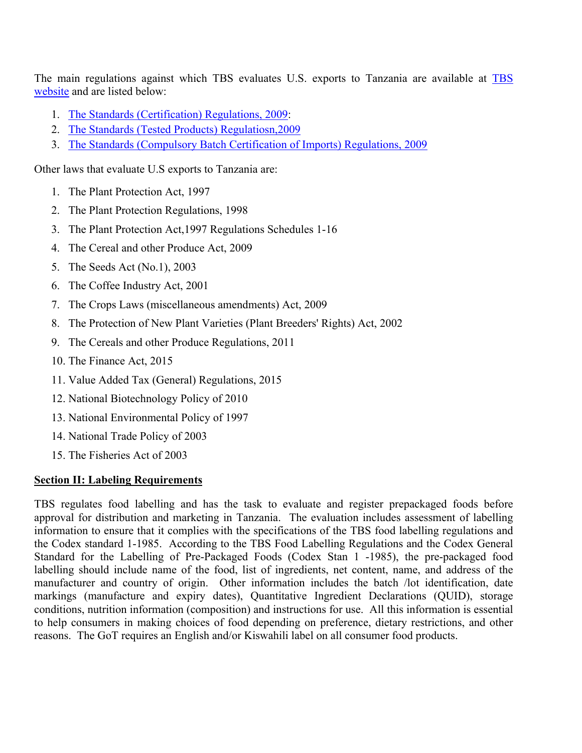The main regulations against which TBS evaluates U.S. exports to Tanzania are available at [TBS website](#) and are listed below:

1. [The Standards (Certification) Regulations, 2009](#):
2. [The Standards (Tested Products) Regulatiosn,2009](#)
3. [The Standards (Compulsory Batch Certification of Imports) Regulations, 2009](#)

Other laws that evaluate U.S exports to Tanzania are:

1. The Plant Protection Act, 1997
2. The Plant Protection Regulations, 1998
3. The Plant Protection Act,1997 Regulations Schedules 1-16
4. The Cereal and other Produce Act, 2009
5. The Seeds Act (No.1), 2003
6. The Coffee Industry Act, 2001
7. The Crops Laws (miscellaneous amendments) Act, 2009
8. The Protection of New Plant Varieties (Plant Breeders' Rights) Act, 2002
9. The Cereals and other Produce Regulations, 2011
10. The Finance Act, 2015
11. Value Added Tax (General) Regulations, 2015
12. National Biotechnology Policy of 2010
13. National Environmental Policy of 1997
14. National Trade Policy of 2003
15. The Fisheries Act of 2003

## Section II: Labeling Requirements

TBS regulates food labelling and has the task to evaluate and register prepackaged foods before approval for distribution and marketing in Tanzania. The evaluation includes assessment of labelling information to ensure that it complies with the specifications of the TBS food labelling regulations and the Codex standard 1-1985. According to the TBS Food Labelling Regulations and the Codex General Standard for the Labelling of Pre-Packaged Foods (Codex Stan 1 -1985), the pre-packaged food labelling should include name of the food, list of ingredients, net content, name, and address of the manufacturer and country of origin. Other information includes the batch /lot identification, date markings (manufacture and expiry dates), Quantitative Ingredient Declarations (QUID), storage conditions, nutrition information (composition) and instructions for use. All this information is essential to help consumers in making choices of food depending on preference, dietary restrictions, and other reasons. The GoT requires an English and/or Kiswahili label on all consumer food products.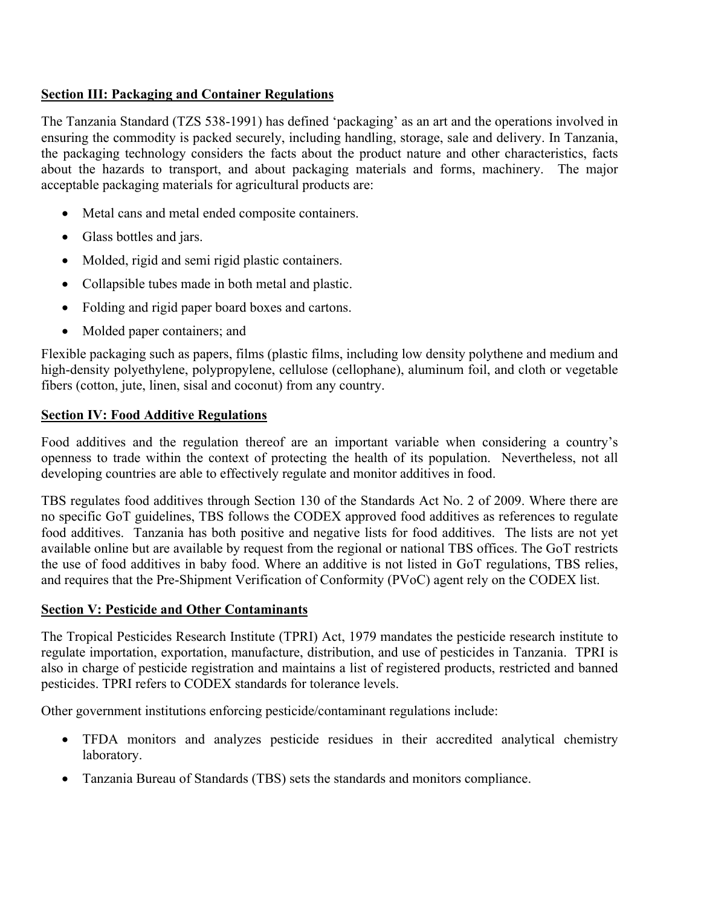## Section III: Packaging and Container Regulations

The Tanzania Standard (TZS 538-1991) has defined 'packaging' as an art and the operations involved in ensuring the commodity is packed securely, including handling, storage, sale and delivery. In Tanzania, the packaging technology considers the facts about the product nature and other characteristics, facts about the hazards to transport, and about packaging materials and forms, machinery. The major acceptable packaging materials for agricultural products are:

- Metal cans and metal ended composite containers.
- Glass bottles and jars.
- Molded, rigid and semi rigid plastic containers.
- Collapsible tubes made in both metal and plastic.
- Folding and rigid paper board boxes and cartons.
- Molded paper containers; and

Flexible packaging such as papers, films (plastic films, including low density polythene and medium and high-density polyethylene, polypropylene, cellulose (cellophane), aluminum foil, and cloth or vegetable fibers (cotton, jute, linen, sisal and coconut) from any country.

## Section IV: Food Additive Regulations

Food additives and the regulation thereof are an important variable when considering a country's openness to trade within the context of protecting the health of its population. Nevertheless, not all developing countries are able to effectively regulate and monitor additives in food.

TBS regulates food additives through Section 130 of the Standards Act No. 2 of 2009. Where there are no specific GoT guidelines, TBS follows the CODEX approved food additives as references to regulate food additives. Tanzania has both positive and negative lists for food additives. The lists are not yet available online but are available by request from the regional or national TBS offices. The GoT restricts the use of food additives in baby food. Where an additive is not listed in GoT regulations, TBS relies, and requires that the Pre-Shipment Verification of Conformity (PVoC) agent rely on the CODEX list.

## Section V: Pesticide and Other Contaminants

The Tropical Pesticides Research Institute (TPRI) Act, 1979 mandates the pesticide research institute to regulate importation, exportation, manufacture, distribution, and use of pesticides in Tanzania. TPRI is also in charge of pesticide registration and maintains a list of registered products, restricted and banned pesticides. TPRI refers to CODEX standards for tolerance levels.

Other government institutions enforcing pesticide/contaminant regulations include:

- TFDA monitors and analyzes pesticide residues in their accredited analytical chemistry laboratory.
- Tanzania Bureau of Standards (TBS) sets the standards and monitors compliance.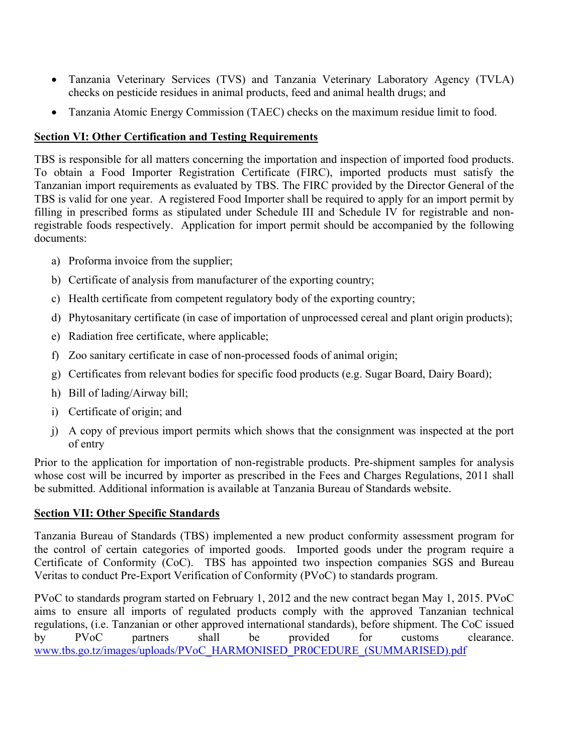- Tanzania Veterinary Services (TVS) and Tanzania Veterinary Laboratory Agency (TVLA) checks on pesticide residues in animal products, feed and animal health drugs; and
- Tanzania Atomic Energy Commission (TAEC) checks on the maximum residue limit to food.

## Section VI: Other Certification and Testing Requirements

TBS is responsible for all matters concerning the importation and inspection of imported food products. To obtain a Food Importer Registration Certificate (FIRC), imported products must satisfy the Tanzanian import requirements as evaluated by TBS. The FIRC provided by the Director General of the TBS is valid for one year. A registered Food Importer shall be required to apply for an import permit by filling in prescribed forms as stipulated under Schedule III and Schedule IV for registrable and non-registrable foods respectively. Application for import permit should be accompanied by the following documents:

a) Proforma invoice from the supplier;

b) Certificate of analysis from manufacturer of the exporting country;

c) Health certificate from competent regulatory body of the exporting country;

d) Phytosanitary certificate (in case of importation of unprocessed cereal and plant origin products);

e) Radiation free certificate, where applicable;

f) Zoo sanitary certificate in case of non-processed foods of animal origin;

g) Certificates from relevant bodies for specific food products (e.g. Sugar Board, Dairy Board);

h) Bill of lading/Airway bill;

i) Certificate of origin; and

j) A copy of previous import permits which shows that the consignment was inspected at the port of entry

Prior to the application for importation of non-registrable products. Pre-shipment samples for analysis whose cost will be incurred by importer as prescribed in the Fees and Charges Regulations, 2011 shall be submitted. Additional information is available at Tanzania Bureau of Standards website.

## Section VII: Other Specific Standards

Tanzania Bureau of Standards (TBS) implemented a new product conformity assessment program for the control of certain categories of imported goods. Imported goods under the program require a Certificate of Conformity (CoC). TBS has appointed two inspection companies SGS and Bureau Veritas to conduct Pre-Export Verification of Conformity (PVoC) to standards program.

PVoC to standards program started on February 1, 2012 and the new contract began May 1, 2015. PVoC aims to ensure all imports of regulated products comply with the approved Tanzanian technical regulations, (i.e. Tanzanian or other approved international standards), before shipment. The CoC issued by PVoC partners shall be provided for customs clearance. www.tbs.go.tz/images/uploads/PVoC_HARMONISED_PR0CEDURE_(SUMMARISED).pdf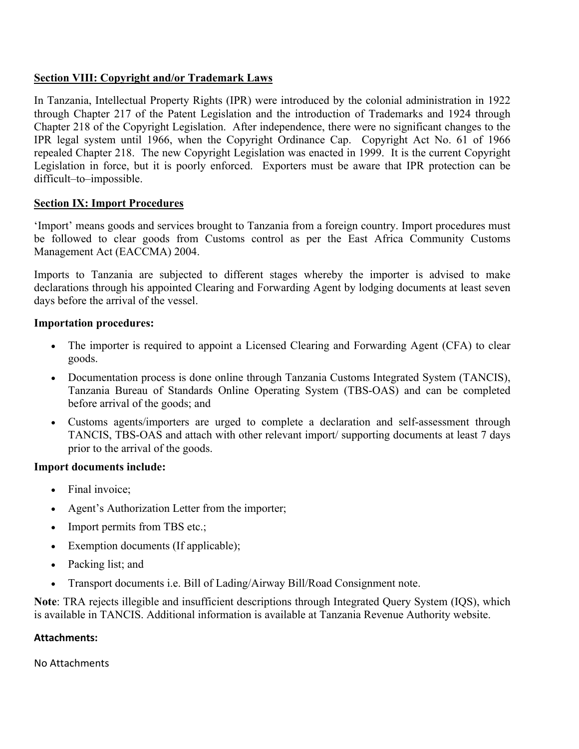## Section VIII: Copyright and/or Trademark Laws

In Tanzania, Intellectual Property Rights (IPR) were introduced by the colonial administration in 1922 through Chapter 217 of the Patent Legislation and the introduction of Trademarks and 1924 through Chapter 218 of the Copyright Legislation. After independence, there were no significant changes to the IPR legal system until 1966, when the Copyright Ordinance Cap. Copyright Act No. 61 of 1966 repealed Chapter 218. The new Copyright Legislation was enacted in 1999. It is the current Copyright Legislation in force, but it is poorly enforced. Exporters must be aware that IPR protection can be difficult–to–impossible.

## Section IX: Import Procedures

'Import' means goods and services brought to Tanzania from a foreign country. Import procedures must be followed to clear goods from Customs control as per the East Africa Community Customs Management Act (EACCMA) 2004.

Imports to Tanzania are subjected to different stages whereby the importer is advised to make declarations through his appointed Clearing and Forwarding Agent by lodging documents at least seven days before the arrival of the vessel.

**Importation procedures:**

- The importer is required to appoint a Licensed Clearing and Forwarding Agent (CFA) to clear goods.
- Documentation process is done online through Tanzania Customs Integrated System (TANCIS), Tanzania Bureau of Standards Online Operating System (TBS-OAS) and can be completed before arrival of the goods; and
- Customs agents/importers are urged to complete a declaration and self-assessment through TANCIS, TBS-OAS and attach with other relevant import/ supporting documents at least 7 days prior to the arrival of the goods.

**Import documents include:**

- Final invoice;
- Agent's Authorization Letter from the importer;
- Import permits from TBS etc.;
- Exemption documents (If applicable);
- Packing list; and
- Transport documents i.e. Bill of Lading/Airway Bill/Road Consignment note.

**Note**: TRA rejects illegible and insufficient descriptions through Integrated Query System (IQS), which is available in TANCIS. Additional information is available at Tanzania Revenue Authority website.

**Attachments:**

No Attachments